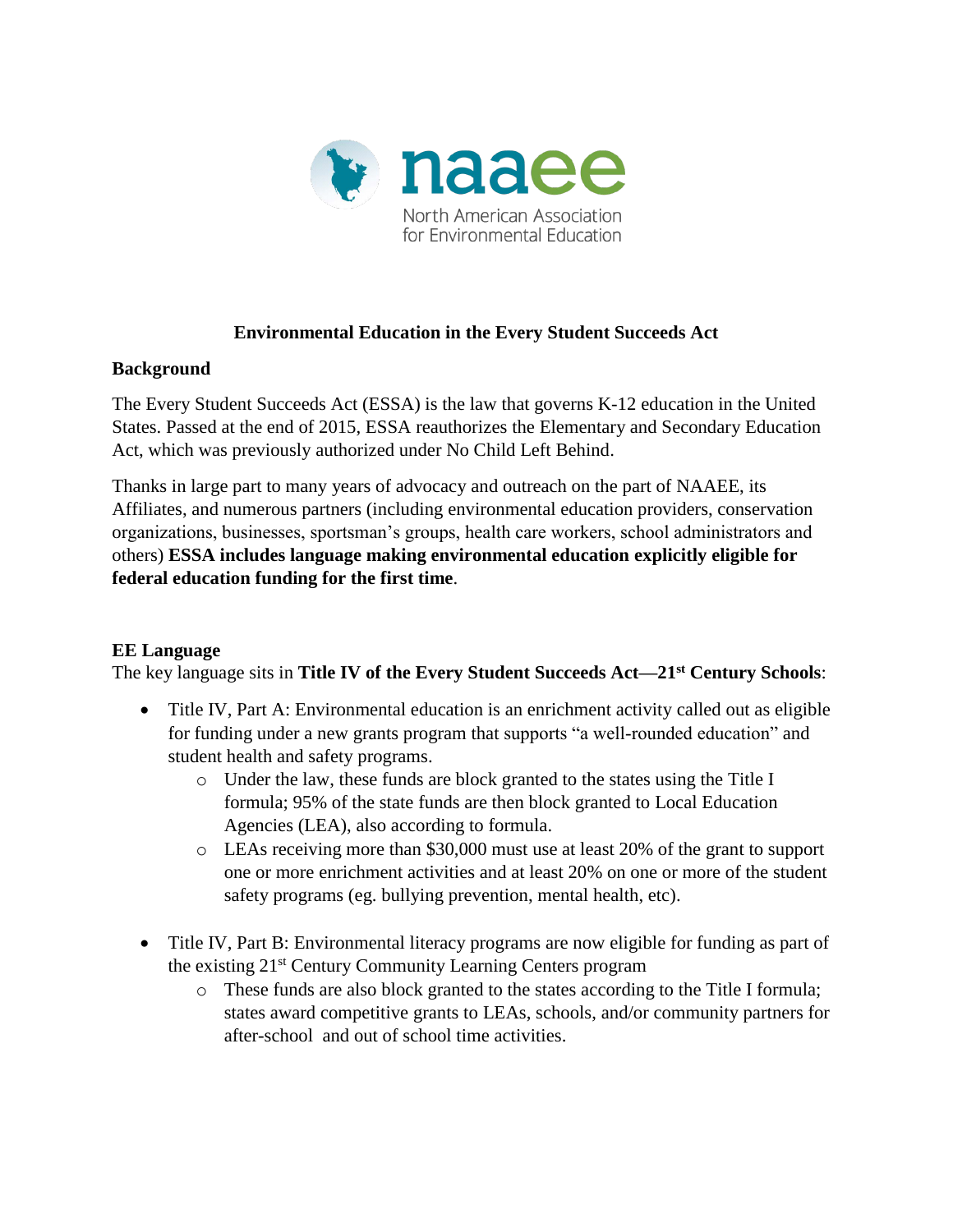naaee

North American Association for Environmental Education

# Environmental Education in the Every Student Succeeds Act

## Background

The Every Student Succeeds Act (ESSA) is the law that governs K-12 education in the United States. Passed at the end of 2015, ESSA reauthorizes the Elementary and Secondary Education Act, which was previously authorized under No Child Left Behind.

Thanks in large part to many years of advocacy and outreach on the part of NAAEE, its Affiliates, and numerous partners (including environmental education providers, conservation organizations, businesses, sportsman's groups, health care workers, school administrators and others) **ESSA includes language making environmental education explicitly eligible for federal education funding for the first time**.

## EE Language

The key language sits in **Title IV of the Every Student Succeeds Act—21st Century Schools**:

- Title IV, Part A: Environmental education is an enrichment activity called out as eligible for funding under a new grants program that supports "a well-rounded education" and student health and safety programs.
  - Under the law, these funds are block granted to the states using the Title I formula; 95% of the state funds are then block granted to Local Education Agencies (LEA), also according to formula.
  - LEAs receiving more than $30,000 must use at least 20% of the grant to support one or more enrichment activities and at least 20% on one or more of the student safety programs (eg. bullying prevention, mental health, etc).

- Title IV, Part B: Environmental literacy programs are now eligible for funding as part of the existing 21st Century Community Learning Centers program
  - These funds are also block granted to the states according to the Title I formula; states award competitive grants to LEAs, schools, and/or community partners for after-school and out of school time activities.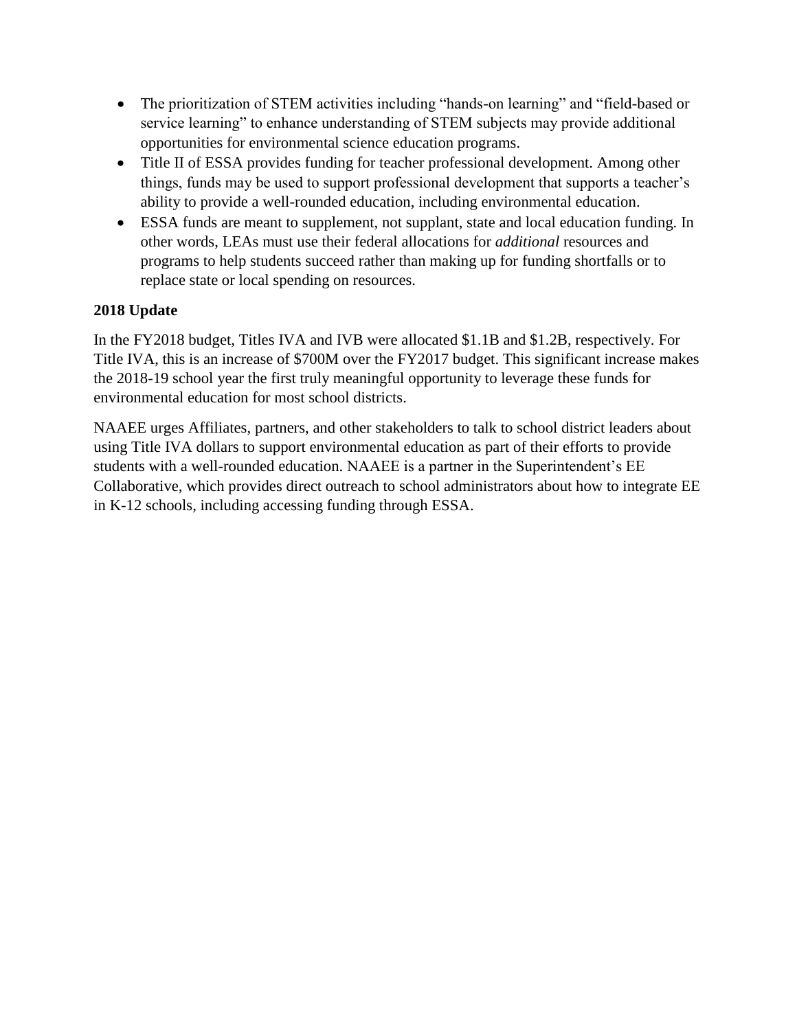- The prioritization of STEM activities including "hands-on learning" and "field-based or service learning" to enhance understanding of STEM subjects may provide additional opportunities for environmental science education programs.
- Title II of ESSA provides funding for teacher professional development. Among other things, funds may be used to support professional development that supports a teacher's ability to provide a well-rounded education, including environmental education.
- ESSA funds are meant to supplement, not supplant, state and local education funding. In other words, LEAs must use their federal allocations for *additional* resources and programs to help students succeed rather than making up for funding shortfalls or to replace state or local spending on resources.

**2018 Update**

In the FY2018 budget, Titles IVA and IVB were allocated $1.1B and $1.2B, respectively. For Title IVA, this is an increase of $700M over the FY2017 budget. This significant increase makes the 2018-19 school year the first truly meaningful opportunity to leverage these funds for environmental education for most school districts.

NAAEE urges Affiliates, partners, and other stakeholders to talk to school district leaders about using Title IVA dollars to support environmental education as part of their efforts to provide students with a well-rounded education. NAAEE is a partner in the Superintendent's EE Collaborative, which provides direct outreach to school administrators about how to integrate EE in K-12 schools, including accessing funding through ESSA.